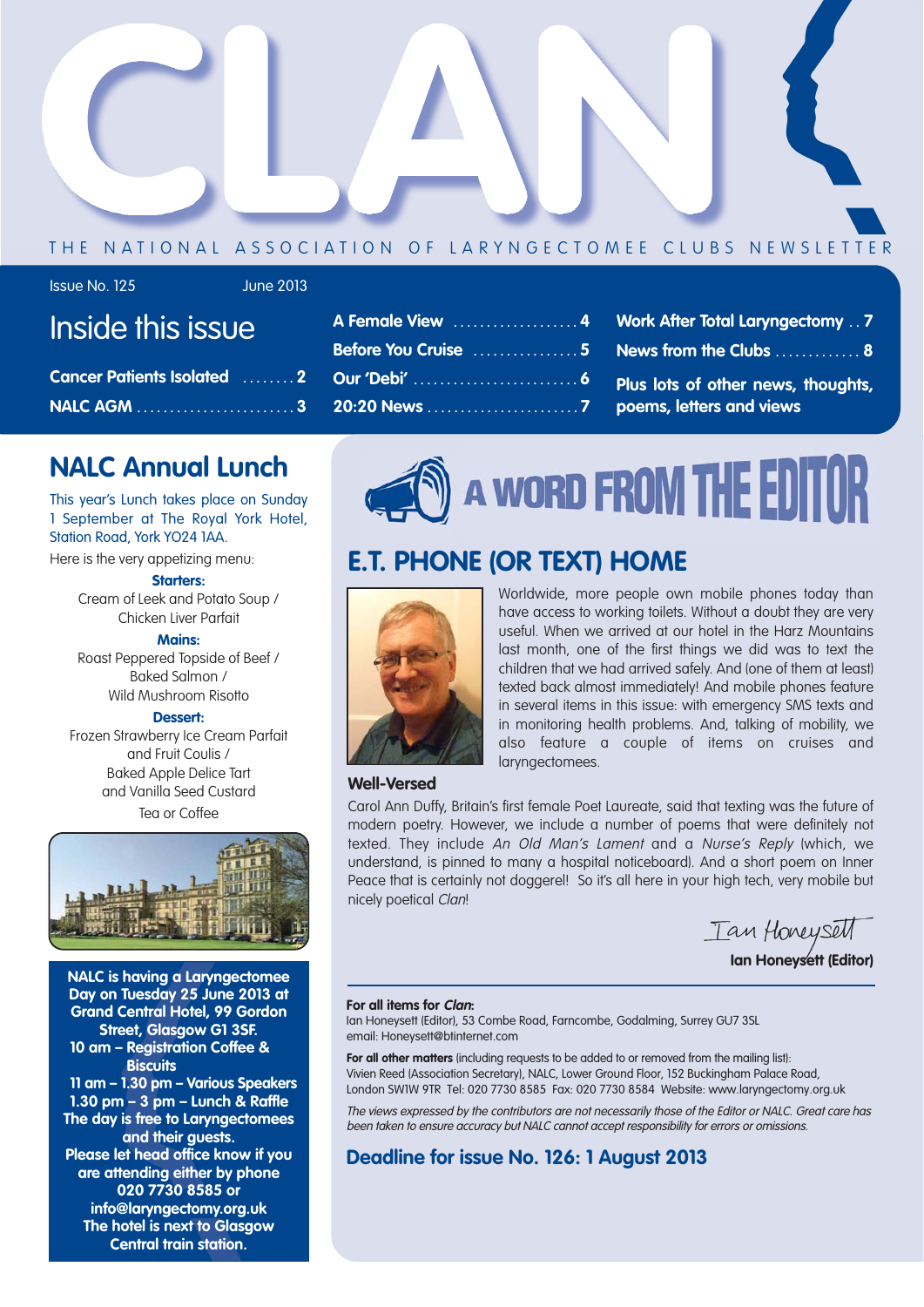# CLAN

THE NATIONAL ASSOCIATION OF LARYNGECTOMEE CLUBS NEWSLETTER

Issue No. 125 June 2013

## Inside this issue

- Cancer Patients Isolated ........ 2
- NALC AGM ........ 3
- A Female View ........ 4
- Before You Cruise ........ 5
- Our 'Debi' ........ 6
- 20:20 News ........ 7
- Work After Total Laryngectomy .. 7
- News from the Clubs ........ 8
- Plus lots of other news, thoughts, poems, letters and views

## NALC Annual Lunch

This year's Lunch takes place on Sunday 1 September at The Royal York Hotel, Station Road, York YO24 1AA.

Here is the very appetizing menu:

**Starters:**
Cream of Leek and Potato Soup /
Chicken Liver Parfait

**Mains:**
Roast Peppered Topside of Beef /
Baked Salmon /
Wild Mushroom Risotto

**Dessert:**
Frozen Strawberry Ice Cream Parfait and Fruit Coulis /
Baked Apple Delice Tart and Vanilla Seed Custard

Tea or Coffee

**NALC is having a Laryngectomee Day on Tuesday 25 June 2013 at Grand Central Hotel, 99 Gordon Street, Glasgow G1 3SF.**
**10 am – Registration Coffee & Biscuits**
**11 am – 1.30 pm – Various Speakers**
**1.30 pm – 3 pm – Lunch & Raffle**
**The day is free to Laryngectomees and their guests.**
**Please let head office know if you are attending either by phone 020 7730 8585 or info@laryngectomy.org.uk**
**The hotel is next to Glasgow Central train station.**

## A WORD FROM THE EDITOR

## E.T. PHONE (OR TEXT) HOME

Worldwide, more people own mobile phones today than have access to working toilets. Without a doubt they are very useful. When we arrived at our hotel in the Harz Mountains last month, one of the first things we did was to text the children that we had arrived safely. And (one of them at least) texted back almost immediately! And mobile phones feature in several items in this issue: with emergency SMS texts and in monitoring health problems. And, talking of mobility, we also feature a couple of items on cruises and laryngectomees.

### Well-Versed

Carol Ann Duffy, Britain's first female Poet Laureate, said that texting was the future of modern poetry. However, we include a number of poems that were definitely not texted. They include *An Old Man's Lament* and a *Nurse's Reply* (which, we understand, is pinned to many a hospital noticeboard). And a short poem on Inner Peace that is certainly not doggerel! So it's all here in your high tech, very mobile but nicely poetical *Clan*!

*Ian Honeysett*
**Ian Honeysett (Editor)**

**For all items for *Clan*:**
Ian Honeysett (Editor), 53 Combe Road, Farncombe, Godalming, Surrey GU7 3SL
email: Honeysett@btinternet.com

**For all other matters** (including requests to be added to or removed from the mailing list):
Vivien Reed (Association Secretary), NALC, Lower Ground Floor, 152 Buckingham Palace Road, London SW1W 9TR Tel: 020 7730 8585 Fax: 020 7730 8584 Website: www.laryngectomy.org.uk

*The views expressed by the contributors are not necessarily those of the Editor or NALC. Great care has been taken to ensure accuracy but NALC cannot accept responsibility for errors or omissions.*

**Deadline for issue No. 126: 1 August 2013**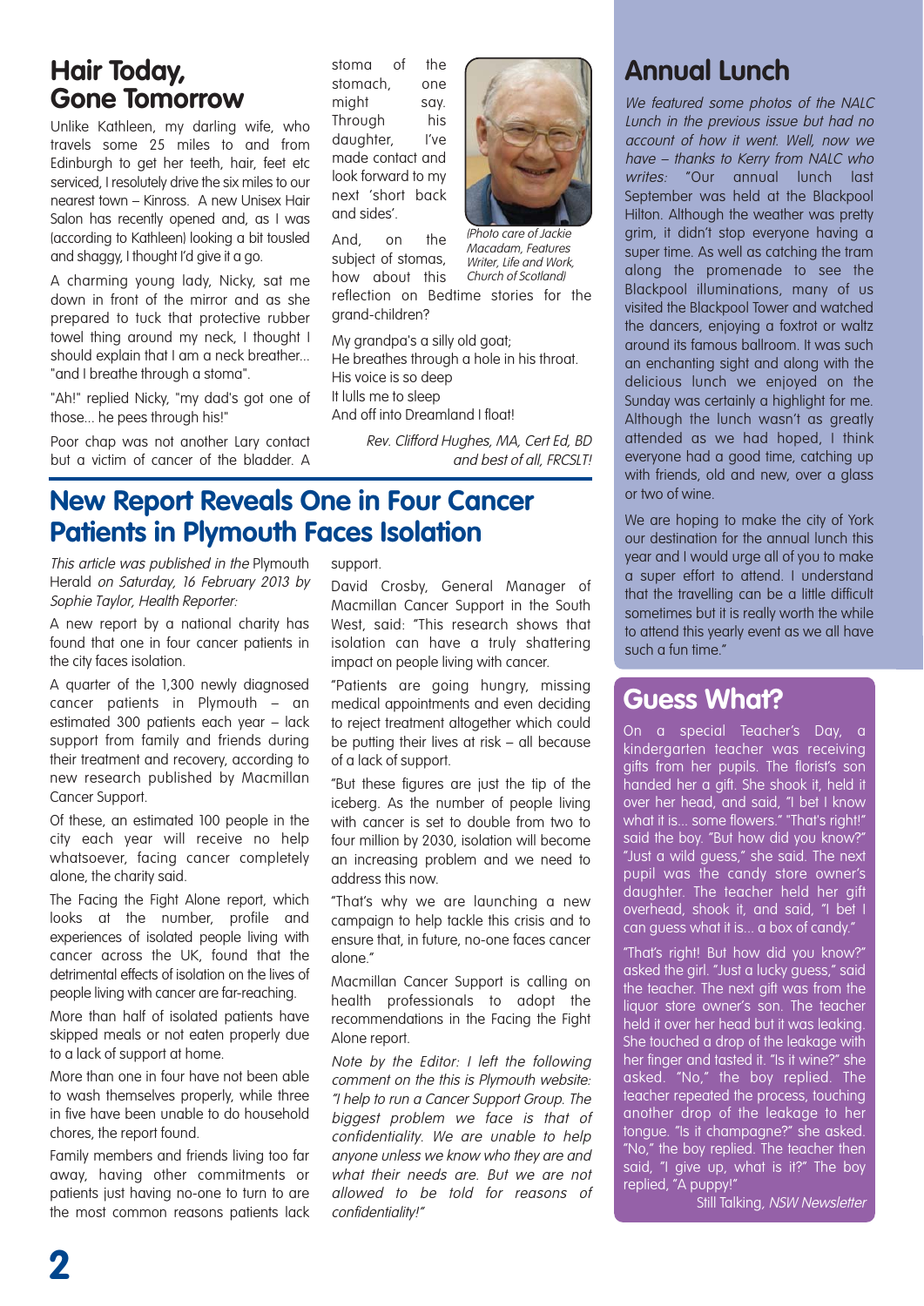## Hair Today, Gone Tomorrow

Unlike Kathleen, my darling wife, who travels some 25 miles to and from Edinburgh to get her teeth, hair, feet etc serviced, I resolutely drive the six miles to our nearest town – Kinross. A new Unisex Hair Salon has recently opened and, as I was (according to Kathleen) looking a bit tousled and shaggy, I thought I'd give it a go.

A charming young lady, Nicky, sat me down in front of the mirror and as she prepared to tuck that protective rubber towel thing around my neck, I thought I should explain that I am a neck breather... "and I breathe through a stoma".

"Ah!" replied Nicky, "my dad's got one of those... he pees through his!"

Poor chap was not another Lary contact but a victim of cancer of the bladder. A stoma of the stomach, one might say. Through his daughter, I've made contact and look forward to my next 'short back and sides'.

(Photo care of Jackie Macadam, Features Writer, Life and Work, Church of Scotland)

And, on the subject of stomas, how about this reflection on Bedtime stories for the grand-children?

My grandpa's a silly old goat;
He breathes through a hole in his throat.
His voice is so deep
It lulls me to sleep
And off into Dreamland I float!

*Rev. Clifford Hughes, MA, Cert Ed, BD and best of all, FRCSLT!*

## New Report Reveals One in Four Cancer Patients in Plymouth Faces Isolation

*This article was published in the* Plymouth Herald *on Saturday, 16 February 2013 by Sophie Taylor, Health Reporter:*

A new report by a national charity has found that one in four cancer patients in the city faces isolation.

A quarter of the 1,300 newly diagnosed cancer patients in Plymouth – an estimated 300 patients each year – lack support from family and friends during their treatment and recovery, according to new research published by Macmillan Cancer Support.

Of these, an estimated 100 people in the city each year will receive no help whatsoever, facing cancer completely alone, the charity said.

The Facing the Fight Alone report, which looks at the number, profile and experiences of isolated people living with cancer across the UK, found that the detrimental effects of isolation on the lives of people living with cancer are far-reaching.

More than half of isolated patients have skipped meals or not eaten properly due to a lack of support at home.

More than one in four have not been able to wash themselves properly, while three in five have been unable to do household chores, the report found.

Family members and friends living too far away, having other commitments or patients just having no-one to turn to are the most common reasons patients lack support.

David Crosby, General Manager of Macmillan Cancer Support in the South West, said: "This research shows that isolation can have a truly shattering impact on people living with cancer.

"Patients are going hungry, missing medical appointments and even deciding to reject treatment altogether which could be putting their lives at risk – all because of a lack of support.

"But these figures are just the tip of the iceberg. As the number of people living with cancer is set to double from two to four million by 2030, isolation will become an increasing problem and we need to address this now.

"That's why we are launching a new campaign to help tackle this crisis and to ensure that, in future, no-one faces cancer alone."

Macmillan Cancer Support is calling on health professionals to adopt the recommendations in the Facing the Fight Alone report.

*Note by the Editor: I left the following comment on the this is Plymouth website: "I help to run a Cancer Support Group. The biggest problem we face is that of confidentiality. We are unable to help anyone unless we know who they are and what their needs are. But we are not allowed to be told for reasons of confidentiality!"*

## Annual Lunch

*We featured some photos of the NALC Lunch in the previous issue but had no account of how it went. Well, now we have – thanks to Kerry from NALC who writes:* "Our annual lunch last September was held at the Blackpool Hilton. Although the weather was pretty grim, it didn't stop everyone having a super time. As well as catching the tram along the promenade to see the Blackpool illuminations, many of us visited the Blackpool Tower and watched the dancers, enjoying a foxtrot or waltz around its famous ballroom. It was such an enchanting sight and along with the delicious lunch we enjoyed on the Sunday was certainly a highlight for me. Although the lunch wasn't as greatly attended as we had hoped, I think everyone had a good time, catching up with friends, old and new, over a glass or two of wine.

We are hoping to make the city of York our destination for the annual lunch this year and I would urge all of you to make a super effort to attend. I understand that the travelling can be a little difficult sometimes but it is really worth the while to attend this yearly event as we all have such a fun time."

## Guess What?

On a special Teacher's Day, a kindergarten teacher was receiving gifts from her pupils. The florist's son handed her a gift. She shook it, held it over her head, and said, "I bet I know what it is... some flowers." "That's right!" said the boy. "But how did you know?" "Just a wild guess," she said. The next pupil was the candy store owner's daughter. The teacher held her gift overhead, shook it, and said, "I bet I can guess what it is... a box of candy."

"That's right! But how did you know?" asked the girl. "Just a lucky guess," said the teacher. The next gift was from the liquor store owner's son. The teacher held it over her head but it was leaking. She touched a drop of the leakage with her finger and tasted it. "Is it wine?" she asked. "No," the boy replied. The teacher repeated the process, touching another drop of the leakage to her tongue. "Is it champagne?" she asked. "No," the boy replied. The teacher then said, "I give up, what is it?" The boy replied, "A puppy!"

Still Talking, *NSW Newsletter*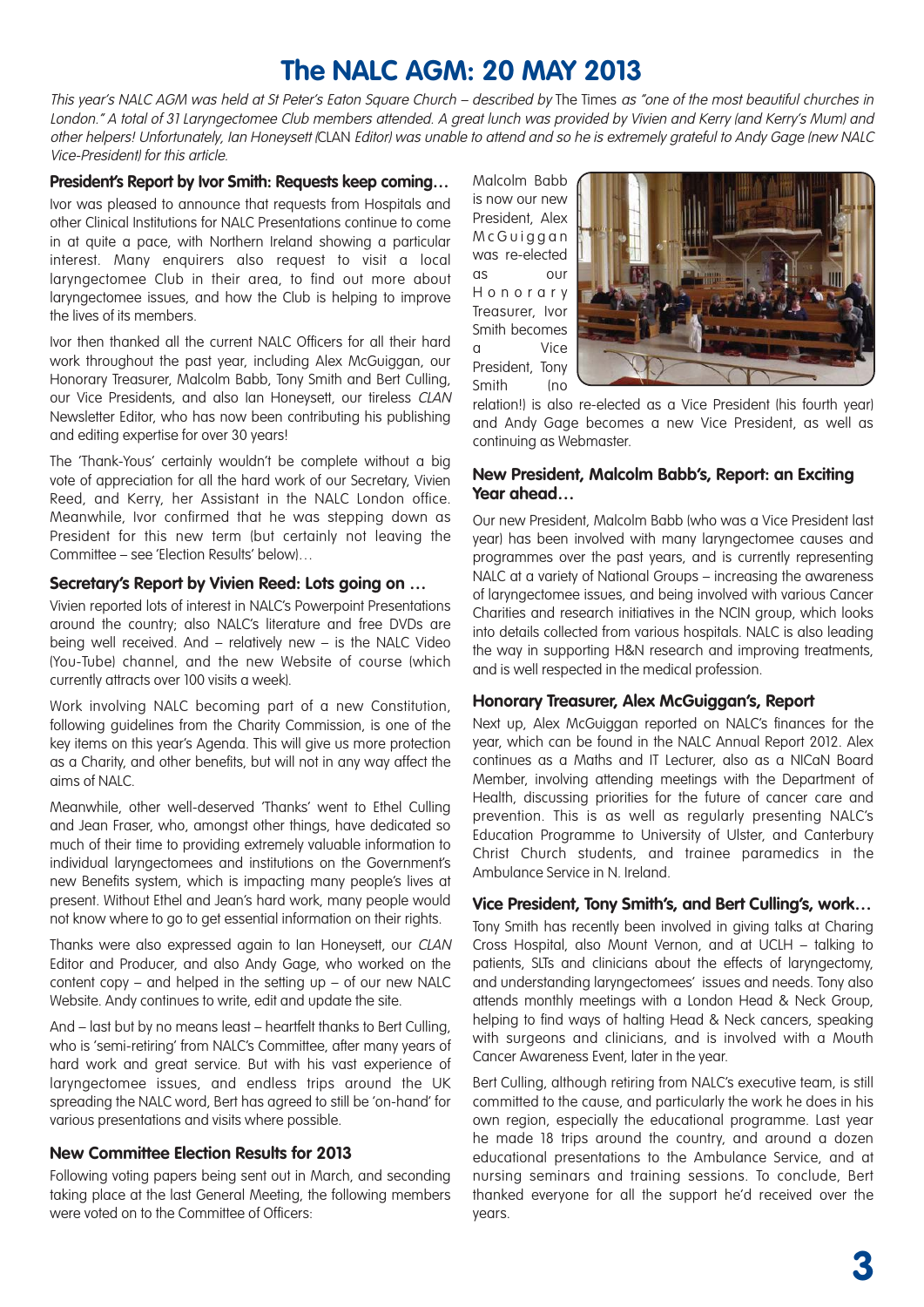# The NALC AGM: 20 MAY 2013

*This year's NALC AGM was held at St Peter's Eaton Square Church – described by* The Times *as "one of the most beautiful churches in London." A total of 31 Laryngectomee Club members attended. A great lunch was provided by Vivien and Kerry (and Kerry's Mum) and other helpers! Unfortunately, Ian Honeysett (*CLAN *Editor) was unable to attend and so he is extremely grateful to Andy Gage (new NALC Vice-President) for this article.*

### President's Report by Ivor Smith: Requests keep coming…

Ivor was pleased to announce that requests from Hospitals and other Clinical Institutions for NALC Presentations continue to come in at quite a pace, with Northern Ireland showing a particular interest. Many enquirers also request to visit a local laryngectomee Club in their area, to find out more about laryngectomee issues, and how the Club is helping to improve the lives of its members.

Ivor then thanked all the current NALC Officers for all their hard work throughout the past year, including Alex McGuiggan, our Honorary Treasurer, Malcolm Babb, Tony Smith and Bert Culling, our Vice Presidents, and also Ian Honeysett, our tireless *CLAN* Newsletter Editor, who has now been contributing his publishing and editing expertise for over 30 years!

The 'Thank-Yous' certainly wouldn't be complete without a big vote of appreciation for all the hard work of our Secretary, Vivien Reed, and Kerry, her Assistant in the NALC London office. Meanwhile, Ivor confirmed that he was stepping down as President for this new term (but certainly not leaving the Committee – see 'Election Results' below)…

### Secretary's Report by Vivien Reed: Lots going on …

Vivien reported lots of interest in NALC's Powerpoint Presentations around the country; also NALC's literature and free DVDs are being well received. And – relatively new – is the NALC Video (You-Tube) channel, and the new Website of course (which currently attracts over 100 visits a week).

Work involving NALC becoming part of a new Constitution, following guidelines from the Charity Commission, is one of the key items on this year's Agenda. This will give us more protection as a Charity, and other benefits, but will not in any way affect the aims of NALC.

Meanwhile, other well-deserved 'Thanks' went to Ethel Culling and Jean Fraser, who, amongst other things, have dedicated so much of their time to providing extremely valuable information to individual laryngectomees and institutions on the Government's new Benefits system, which is impacting many people's lives at present. Without Ethel and Jean's hard work, many people would not know where to go to get essential information on their rights.

Thanks were also expressed again to Ian Honeysett, our *CLAN* Editor and Producer, and also Andy Gage, who worked on the content copy – and helped in the setting up – of our new NALC Website. Andy continues to write, edit and update the site.

And – last but by no means least – heartfelt thanks to Bert Culling, who is 'semi-retiring' from NALC's Committee, after many years of hard work and great service. But with his vast experience of laryngectomee issues, and endless trips around the UK spreading the NALC word, Bert has agreed to still be 'on-hand' for various presentations and visits where possible.

### New Committee Election Results for 2013

Following voting papers being sent out in March, and seconding taking place at the last General Meeting, the following members were voted on to the Committee of Officers:

Malcolm Babb is now our new President, Alex McGuiggan was re-elected as our Honorary Treasurer, Ivor Smith becomes a Vice President, Tony Smith (no relation!) is also re-elected as a Vice President (his fourth year) and Andy Gage becomes a new Vice President, as well as continuing as Webmaster.

### New President, Malcolm Babb's, Report: an Exciting Year ahead…

Our new President, Malcolm Babb (who was a Vice President last year) has been involved with many laryngectomee causes and programmes over the past years, and is currently representing NALC at a variety of National Groups – increasing the awareness of laryngectomee issues, and being involved with various Cancer Charities and research initiatives in the NCIN group, which looks into details collected from various hospitals. NALC is also leading the way in supporting H&N research and improving treatments, and is well respected in the medical profession.

### Honorary Treasurer, Alex McGuiggan's, Report

Next up, Alex McGuiggan reported on NALC's finances for the year, which can be found in the NALC Annual Report 2012. Alex continues as a Maths and IT Lecturer, also as a NICaN Board Member, involving attending meetings with the Department of Health, discussing priorities for the future of cancer care and prevention. This is as well as regularly presenting NALC's Education Programme to University of Ulster, and Canterbury Christ Church students, and trainee paramedics in the Ambulance Service in N. Ireland.

### Vice President, Tony Smith's, and Bert Culling's, work…

Tony Smith has recently been involved in giving talks at Charing Cross Hospital, also Mount Vernon, and at UCLH – talking to patients, SLTs and clinicians about the effects of laryngectomy, and understanding laryngectomees' issues and needs. Tony also attends monthly meetings with a London Head & Neck Group, helping to find ways of halting Head & Neck cancers, speaking with surgeons and clinicians, and is involved with a Mouth Cancer Awareness Event, later in the year.

Bert Culling, although retiring from NALC's executive team, is still committed to the cause, and particularly the work he does in his own region, especially the educational programme. Last year he made 18 trips around the country, and around a dozen educational presentations to the Ambulance Service, and at nursing seminars and training sessions. To conclude, Bert thanked everyone for all the support he'd received over the years.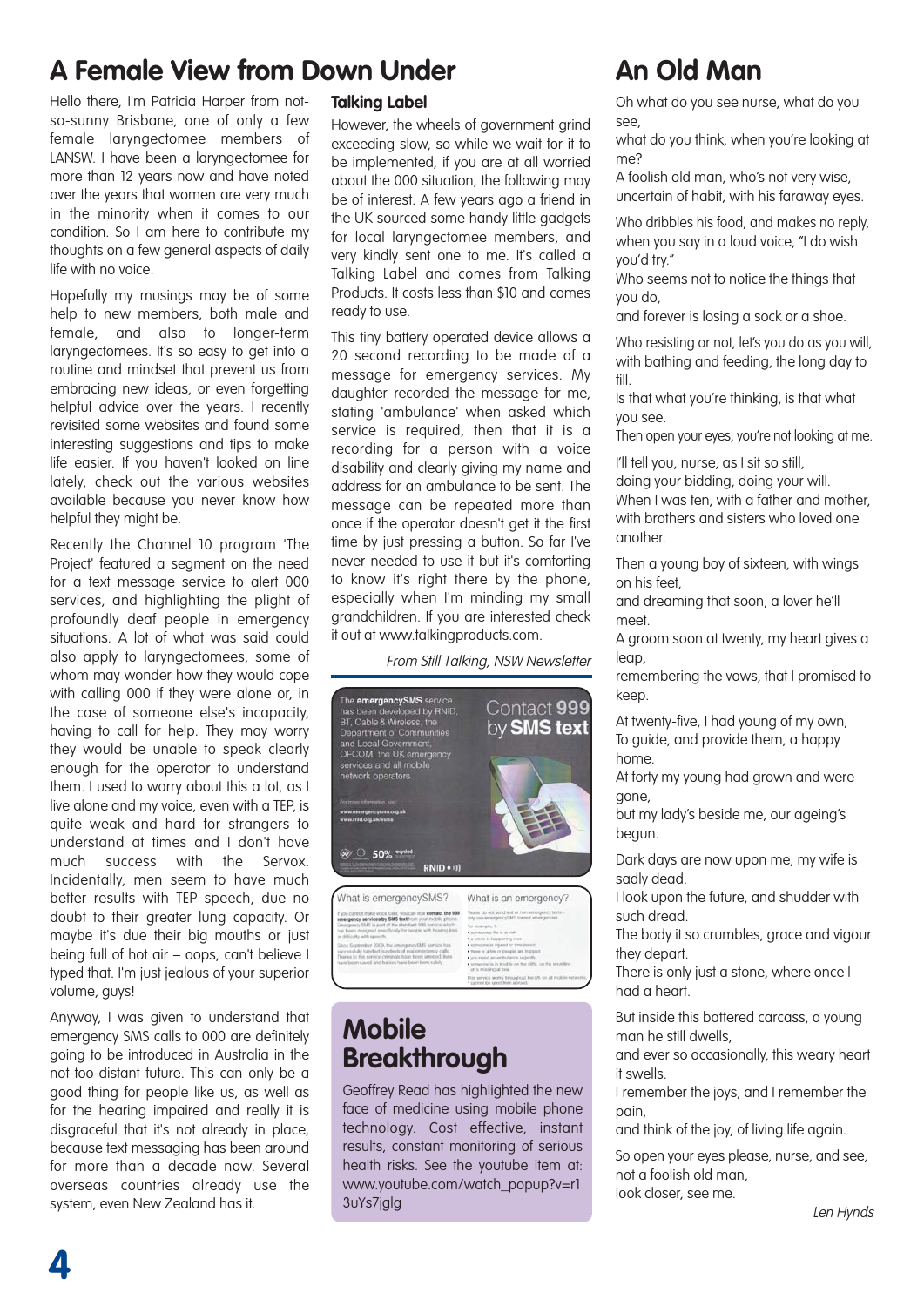# A Female View from Down Under

Hello there, I'm Patricia Harper from not-so-sunny Brisbane, one of only a few female laryngectomee members of LANSW. I have been a laryngectomee for more than 12 years now and have noted over the years that women are very much in the minority when it comes to our condition. So I am here to contribute my thoughts on a few general aspects of daily life with no voice.

Hopefully my musings may be of some help to new members, both male and female, and also to longer-term laryngectomees. It's so easy to get into a routine and mindset that prevent us from embracing new ideas, or even forgetting helpful advice over the years. I recently revisited some websites and found some interesting suggestions and tips to make life easier. If you haven't looked on line lately, check out the various websites available because you never know how helpful they might be.

Recently the Channel 10 program 'The Project' featured a segment on the need for a text message service to alert 000 services, and highlighting the plight of profoundly deaf people in emergency situations. A lot of what was said could also apply to laryngectomees, some of whom may wonder how they would cope with calling 000 if they were alone or, in the case of someone else's incapacity, having to call for help. They may worry they would be unable to speak clearly enough for the operator to understand them. I used to worry about this a lot, as I live alone and my voice, even with a TEP, is quite weak and hard for strangers to understand at times and I don't have much success with the Servox. Incidentally, men seem to have much better results with TEP speech, due no doubt to their greater lung capacity. Or maybe it's due their big mouths or just being full of hot air – oops, can't believe I typed that. I'm just jealous of your superior volume, guys!

Anyway, I was given to understand that emergency SMS calls to 000 are definitely going to be introduced in Australia in the not-too-distant future. This can only be a good thing for people like us, as well as for the hearing impaired and really it is disgraceful that it's not already in place, because text messaging has been around for more than a decade now. Several overseas countries already use the system, even New Zealand has it.

### Talking Label

However, the wheels of government grind exceeding slow, so while we wait for it to be implemented, if you are at all worried about the 000 situation, the following may be of interest. A few years ago a friend in the UK sourced some handy little gadgets for local laryngectomee members, and very kindly sent one to me. It's called a Talking Label and comes from Talking Products. It costs less than $10 and comes ready to use.

This tiny battery operated device allows a 20 second recording to be made of a message for emergency services. My daughter recorded the message for me, stating 'ambulance' when asked which service is required, then that it is a recording for a person with a voice disability and clearly giving my name and address for an ambulance to be sent. The message can be repeated more than once if the operator doesn't get it the first time by just pressing a button. So far I've never needed to use it but it's comforting to know it's right there by the phone, especially when I'm minding my small grandchildren. If you are interested check it out at www.talkingproducts.com.

*From Still Talking, NSW Newsletter*

The **emergencySMS** service has been developed by RNID, BT, Cable & Wireless, the Department of Communities and Local Government, OFCOM, the UK emergency services and all mobile network operators.

Contact 999 by **SMS text**

For more information, visit: www.emergencysms.org.uk www.rnid.org.uk/esms

What is emergencySMS?

What is an emergency?

## Mobile Breakthrough

Geoffrey Read has highlighted the new face of medicine using mobile phone technology. Cost effective, instant results, constant monitoring of serious health risks. See the youtube item at: www.youtube.com/watch_popup?v=r13uYs7jglg

# An Old Man

Oh what do you see nurse, what do you see,
what do you think, when you're looking at me?
A foolish old man, who's not very wise,
uncertain of habit, with his faraway eyes.

Who dribbles his food, and makes no reply,
when you say in a loud voice, "I do wish you'd try."
Who seems not to notice the things that you do,
and forever is losing a sock or a shoe.

Who resisting or not, let's you do as you will,
with bathing and feeding, the long day to fill.
Is that what you're thinking, is that what you see.
Then open your eyes, you're not looking at me.

I'll tell you, nurse, as I sit so still,
doing your bidding, doing your will.
When I was ten, with a father and mother,
with brothers and sisters who loved one another.

Then a young boy of sixteen, with wings on his feet,
and dreaming that soon, a lover he'll meet.
A groom soon at twenty, my heart gives a leap,
remembering the vows, that I promised to keep.

At twenty-five, I had young of my own,
To guide, and provide them, a happy home.
At forty my young had grown and were gone,
but my lady's beside me, our ageing's begun.

Dark days are now upon me, my wife is sadly dead.
I look upon the future, and shudder with such dread.
The body it so crumbles, grace and vigour they depart.
There is only just a stone, where once I had a heart.

But inside this battered carcass, a young man he still dwells,
and ever so occasionally, this weary heart it swells.
I remember the joys, and I remember the pain,
and think of the joy, of living life again.

So open your eyes please, nurse, and see,
not a foolish old man,
look closer, see me.

*Len Hynds*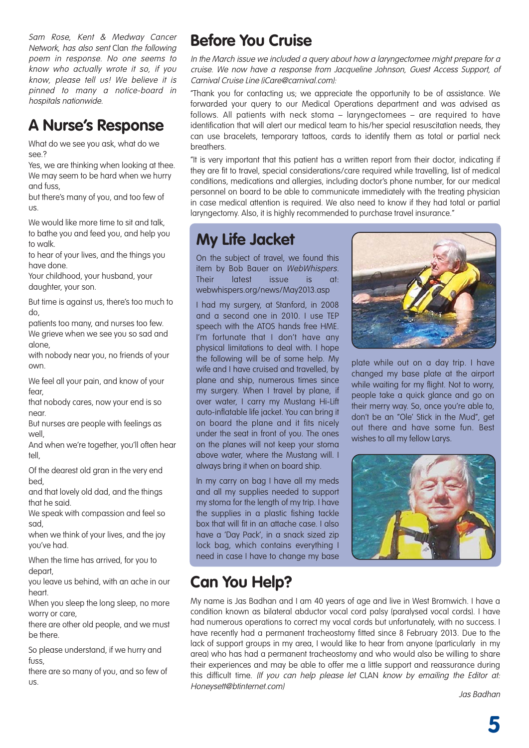*Sam Rose, Kent & Medway Cancer Network, has also sent* Clan *the following poem in response. No one seems to know who actually wrote it so, if you know, please tell us! We believe it is pinned to many a notice-board in hospitals nationwide.*

## A Nurse's Response

What do we see you ask, what do we see.?
Yes, we are thinking when looking at thee.
We may seem to be hard when we hurry and fuss,
but there's many of you, and too few of us.

We would like more time to sit and talk,
to bathe you and feed you, and help you to walk.
to hear of your lives, and the things you have done.
Your childhood, your husband, your daughter, your son.

But time is against us, there's too much to do,
patients too many, and nurses too few.
We grieve when we see you so sad and alone,
with nobody near you, no friends of your own.

We feel all your pain, and know of your fear,
that nobody cares, now your end is so near.
But nurses are people with feelings as well,
And when we're together, you'll often hear tell,

Of the dearest old gran in the very end bed,
and that lovely old dad, and the things that he said.
We speak with compassion and feel so sad,
when we think of your lives, and the joy you've had.

When the time has arrived, for you to depart,
you leave us behind, with an ache in our heart.
When you sleep the long sleep, no more worry or care,
there are other old people, and we must be there.

So please understand, if we hurry and fuss,
there are so many of you, and so few of us.

## Before You Cruise

*In the March issue we included a query about how a laryngectomee might prepare for a cruise. We now have a response from Jacqueline Johnson, Guest Access Support, of Carnival Cruise Line (iCare@carnival.com):*

"Thank you for contacting us; we appreciate the opportunity to be of assistance. We forwarded your query to our Medical Operations department and was advised as follows. All patients with neck stoma – laryngectomees – are required to have identification that will alert our medical team to his/her special resuscitation needs, they can use bracelets, temporary tattoos, cards to identify them as total or partial neck breathers.

"It is very important that this patient has a written report from their doctor, indicating if they are fit to travel, special considerations/care required while travelling, list of medical conditions, medications and allergies, including doctor's phone number, for our medical personnel on board to be able to communicate immediately with the treating physician in case medical attention is required. We also need to know if they had total or partial laryngectomy. Also, it is highly recommended to purchase travel insurance."

## My Life Jacket

On the subject of travel, we found this item by Bob Bauer on *WebWhispers*. Their latest issue is at: webwhispers.org/news/May2013.asp

I had my surgery, at Stanford, in 2008 and a second one in 2010. I use TEP speech with the ATOS hands free HME. I'm fortunate that I don't have any physical limitations to deal with. I hope the following will be of some help. My wife and I have cruised and travelled, by plane and ship, numerous times since my surgery. When I travel by plane, if over water, I carry my Mustang Hi-Lift auto-inflatable life jacket. You can bring it on board the plane and it fits nicely under the seat in front of you. The ones on the planes will not keep your stoma above water, where the Mustang will. I always bring it when on board ship.

In my carry on bag I have all my meds and all my supplies needed to support my stoma for the length of my trip. I have the supplies in a plastic fishing tackle box that will fit in an attache case. I also have a 'Day Pack', in a snack sized zip lock bag, which contains everything I need in case I have to change my base plate while out on a day trip. I have changed my base plate at the airport while waiting for my flight. Not to worry, people take a quick glance and go on their merry way. So, once you're able to, don't be an "Ole' Stick in the Mud", get out there and have some fun. Best wishes to all my fellow Larys.

## Can You Help?

My name is Jas Badhan and I am 40 years of age and live in West Bromwich. I have a condition known as bilateral abductor vocal cord palsy (paralysed vocal cords). I have had numerous operations to correct my vocal cords but unfortunately, with no success. I have recently had a permanent tracheostomy fitted since 8 February 2013. Due to the lack of support groups in my area, I would like to hear from anyone (particularly in my area) who has had a permanent tracheostomy and who would also be willing to share their experiences and may be able to offer me a little support and reassurance during this difficult time. *(If you can help please let* CLAN *know by emailing the Editor at: Honeysett@btinternet.com)*

*Jas Badhan*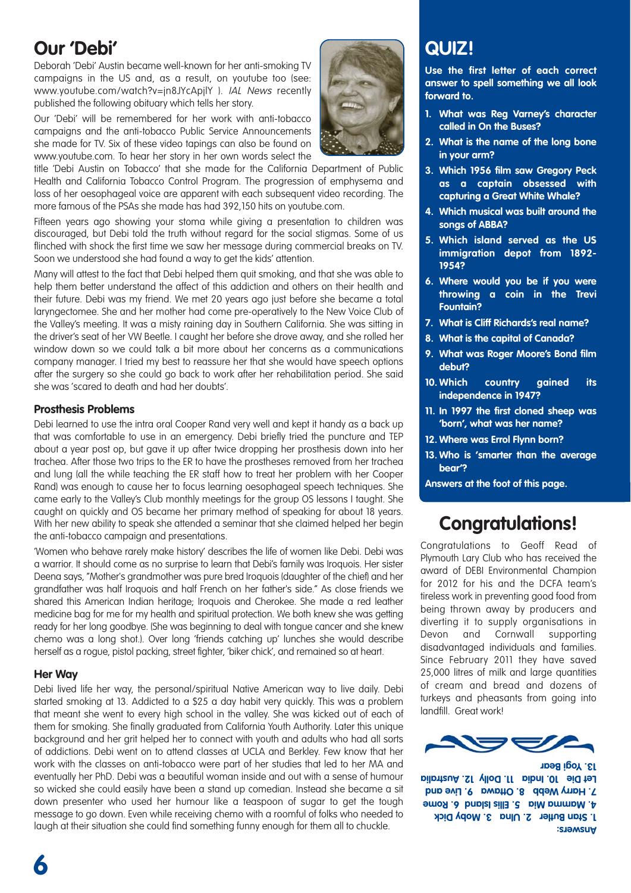# Our 'Debi'

Deborah 'Debi' Austin became well-known for her anti-smoking TV campaigns in the US and, as a result, on youtube too (see: www.youtube.com/watch?v=jn8JYcApjlY ). *IAL News* recently published the following obituary which tells her story.

Our 'Debi' will be remembered for her work with anti-tobacco campaigns and the anti-tobacco Public Service Announcements she made for TV. Six of these video tapings can also be found on www.youtube.com. To hear her story in her own words select the title 'Debi Austin on Tobacco' that she made for the California Department of Public Health and California Tobacco Control Program. The progression of emphysema and loss of her oesophageal voice are apparent with each subsequent video recording. The more famous of the PSAs she made has had 392,150 hits on youtube.com.

Fifteen years ago showing your stoma while giving a presentation to children was discouraged, but Debi told the truth without regard for the social stigmas. Some of us flinched with shock the first time we saw her message during commercial breaks on TV. Soon we understood she had found a way to get the kids' attention.

Many will attest to the fact that Debi helped them quit smoking, and that she was able to help them better understand the affect of this addiction and others on their health and their future. Debi was my friend. We met 20 years ago just before she became a total laryngectomee. She and her mother had come pre-operatively to the New Voice Club of the Valley's meeting. It was a misty raining day in Southern California. She was sitting in the driver's seat of her VW Beetle. I caught her before she drove away, and she rolled her window down so we could talk a bit more about her concerns as a communications company manager. I tried my best to reassure her that she would have speech options after the surgery so she could go back to work after her rehabilitation period. She said she was 'scared to death and had her doubts'.

### Prosthesis Problems

Debi learned to use the intra oral Cooper Rand very well and kept it handy as a back up that was comfortable to use in an emergency. Debi briefly tried the puncture and TEP about a year post op, but gave it up after twice dropping her prosthesis down into her trachea. After those two trips to the ER to have the prostheses removed from her trachea and lung (all the while teaching the ER staff how to treat her problem with her Cooper Rand) was enough to cause her to focus learning oesophageal speech techniques. She came early to the Valley's Club monthly meetings for the group OS lessons I taught. She caught on quickly and OS became her primary method of speaking for about 18 years. With her new ability to speak she attended a seminar that she claimed helped her begin the anti-tobacco campaign and presentations.

'Women who behave rarely make history' describes the life of women like Debi. Debi was a warrior. It should come as no surprise to learn that Debi's family was Iroquois. Her sister Deena says, "Mother's grandmother was pure bred Iroquois (daughter of the chief) and her grandfather was half Iroquois and half French on her father's side." As close friends we shared this American Indian heritage; Iroquois and Cherokee. She made a red leather medicine bag for me for my health and spiritual protection. We both knew she was getting ready for her long goodbye. (She was beginning to deal with tongue cancer and she knew chemo was a long shot.). Over long 'friends catching up' lunches she would describe herself as a rogue, pistol packing, street fighter, 'biker chick', and remained so at heart.

### Her Way

Debi lived life her way, the personal/spiritual Native American way to live daily. Debi started smoking at 13. Addicted to a $25 a day habit very quickly. This was a problem that meant she went to every high school in the valley. She was kicked out of each of them for smoking. She finally graduated from California Youth Authority. Later this unique background and her grit helped her to connect with youth and adults who had all sorts of addictions. Debi went on to attend classes at UCLA and Berkley. Few know that her work with the classes on anti-tobacco were part of her studies that led to her MA and eventually her PhD. Debi was a beautiful woman inside and out with a sense of humour so wicked she could easily have been a stand up comedian. Instead she became a sit down presenter who used her humour like a teaspoon of sugar to get the tough message to go down. Even while receiving chemo with a roomful of folks who needed to laugh at their situation she could find something funny enough for them all to chuckle.

# QUIZ!

**Use the first letter of each correct answer to spell something we all look forward to.**

1. What was Reg Varney's character called in On the Buses?
2. What is the name of the long bone in your arm?
3. Which 1956 film saw Gregory Peck as a captain obsessed with capturing a Great White Whale?
4. Which musical was built around the songs of ABBA?
5. Which island served as the US immigration depot from 1892-1954?
6. Where would you be if you were throwing a coin in the Trevi Fountain?
7. What is Cliff Richards's real name?
8. What is the capital of Canada?
9. What was Roger Moore's Bond film debut?
10. Which country gained its independence in 1947?
11. In 1997 the first cloned sheep was 'born', what was her name?
12. Where was Errol Flynn born?
13. Who is 'smarter than the average bear'?

**Answers at the foot of this page.**

# Congratulations!

Congratulations to Geoff Read of Plymouth Lary Club who has received the award of DEBI Environmental Champion for 2012 for his and the DCFA team's tireless work in preventing good food from being thrown away by producers and diverting it to supply organisations in Devon and Cornwall supporting disadvantaged individuals and families. Since February 2011 they have saved 25,000 litres of milk and large quantities of cream and bread and dozens of turkeys and pheasants from going into landfill. Great work!

**Answers:**
1. Stan Butler 2. Ulna 3. Moby Dick 4. Mamma Mia 5. Ellis Island 6. Rome 7. Harry Webb 8. Ottawa 9. Live and Let Die 10. India 11. Dolly 12. Australia 13. Yogi Bear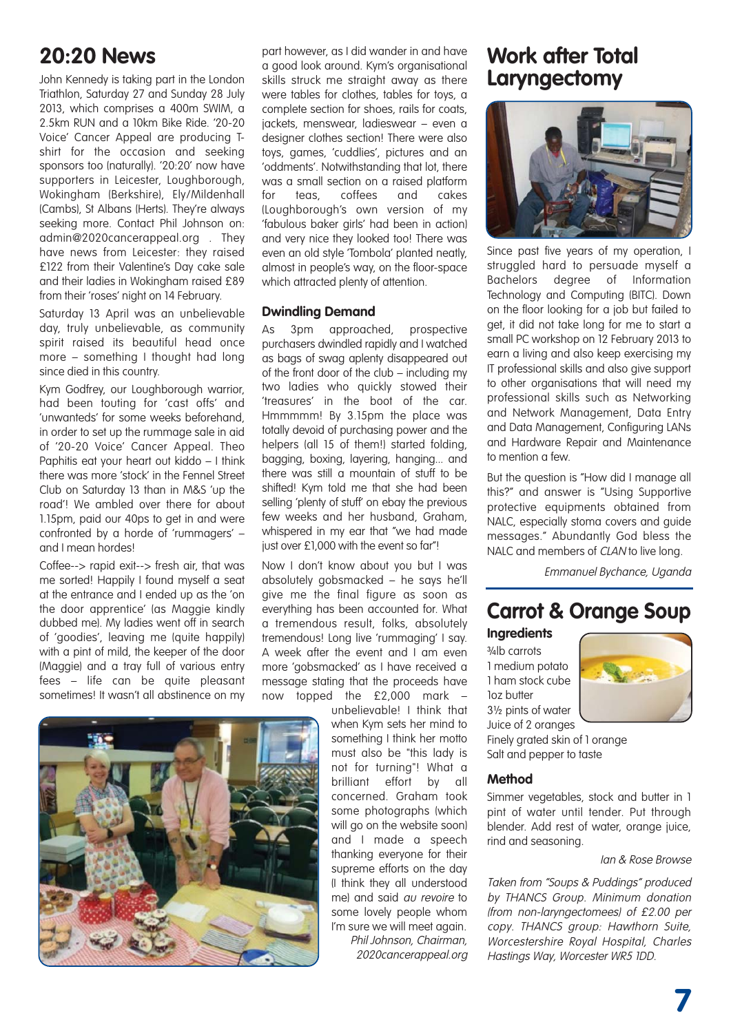## 20:20 News

John Kennedy is taking part in the London Triathlon, Saturday 27 and Sunday 28 July 2013, which comprises a 400m SWIM, a 2.5km RUN and a 10km Bike Ride. '20-20 Voice' Cancer Appeal are producing T-shirt for the occasion and seeking sponsors too (naturally). '20:20' now have supporters in Leicester, Loughborough, Wokingham (Berkshire), Ely/Mildenhall (Cambs), St Albans (Herts). They're always seeking more. Contact Phil Johnson on: admin@2020cancerappeal.org . They have news from Leicester: they raised £122 from their Valentine's Day cake sale and their ladies in Wokingham raised £89 from their 'roses' night on 14 February.

Saturday 13 April was an unbelievable day, truly unbelievable, as community spirit raised its beautiful head once more – something I thought had long since died in this country.

Kym Godfrey, our Loughborough warrior, had been touting for 'cast offs' and 'unwanteds' for some weeks beforehand, in order to set up the rummage sale in aid of '20-20 Voice' Cancer Appeal. Theo Paphitis eat your heart out kiddo – I think there was more 'stock' in the Fennel Street Club on Saturday 13 than in M&S 'up the road'! We ambled over there for about 1.15pm, paid our 40ps to get in and were confronted by a horde of 'rummagers' – and I mean hordes!

Coffee--> rapid exit--> fresh air, that was me sorted! Happily I found myself a seat at the entrance and I ended up as the 'on the door apprentice' (as Maggie kindly dubbed me). My ladies went off in search of 'goodies', leaving me (quite happily) with a pint of mild, the keeper of the door (Maggie) and a tray full of various entry fees – life can be quite pleasant sometimes! It wasn't all abstinence on my part however, as I did wander in and have a good look around. Kym's organisational skills struck me straight away as there were tables for clothes, tables for toys, a complete section for shoes, rails for coats, jackets, menswear, ladieswear – even a designer clothes section! There were also toys, games, 'cuddlies', pictures and an 'oddments'. Notwithstanding that lot, there was a small section on a raised platform for teas, coffees and cakes (Loughborough's own version of my 'fabulous baker girls' had been in action) and very nice they looked too! There was even an old style 'Tombola' planted neatly, almost in people's way, on the floor-space which attracted plenty of attention.

### Dwindling Demand

As 3pm approached, prospective purchasers dwindled rapidly and I watched as bags of swag aplenty disappeared out of the front door of the club – including my two ladies who quickly stowed their 'treasures' in the boot of the car. Hmmmmm! By 3.15pm the place was totally devoid of purchasing power and the helpers (all 15 of them!) started folding, bagging, boxing, layering, hanging... and there was still a mountain of stuff to be shifted! Kym told me that she had been selling 'plenty of stuff' on ebay the previous few weeks and her husband, Graham, whispered in my ear that "we had made just over £1,000 with the event so far"!

Now I don't know about you but I was absolutely gobsmacked – he says he'll give me the final figure as soon as everything has been accounted for. What a tremendous result, folks, absolutely tremendous! Long live 'rummaging' I say. A week after the event and I am even more 'gobsmacked' as I have received a message stating that the proceeds have now topped the £2,000 mark – unbelievable! I think that when Kym sets her mind to something I think her motto must also be "this lady is not for turning"! What a brilliant effort by all concerned. Graham took some photographs (which will go on the website soon) and I made a speech thanking everyone for their supreme efforts on the day (I think they all understood me) and said *au revoire* to some lovely people whom I'm sure we will meet again.

*Phil Johnson, Chairman, 2020cancerappeal.org*

## Work after Total Laryngectomy

Since past five years of my operation, I struggled hard to persuade myself a Bachelors degree of Information Technology and Computing (BITC). Down on the floor looking for a job but failed to get, it did not take long for me to start a small PC workshop on 12 February 2013 to earn a living and also keep exercising my IT professional skills and also give support to other organisations that will need my professional skills such as Networking and Network Management, Data Entry and Data Management, Configuring LANs and Hardware Repair and Maintenance to mention a few.

But the question is "How did I manage all this?" and answer is "Using Supportive protective equipments obtained from NALC, especially stoma covers and guide messages." Abundantly God bless the NALC and members of *CLAN* to live long.

*Emmanuel Bychance, Uganda*

## Carrot & Orange Soup

### Ingredients

¾lb carrots
1 medium potato
1 ham stock cube
1oz butter
3½ pints of water
Juice of 2 oranges
Finely grated skin of 1 orange
Salt and pepper to taste

### Method

Simmer vegetables, stock and butter in 1 pint of water until tender. Put through blender. Add rest of water, orange juice, rind and seasoning.

*Ian & Rose Browse*

*Taken from "Soups & Puddings" produced by THANCS Group. Minimum donation (from non-laryngectomees) of £2.00 per copy. THANCS group: Hawthorn Suite, Worcestershire Royal Hospital, Charles Hastings Way, Worcester WR5 1DD.*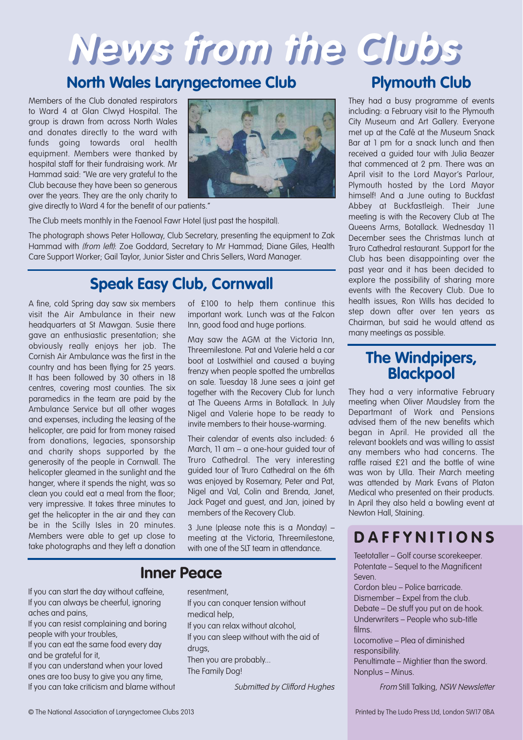# News from the Clubs

## North Wales Laryngectomee Club

Members of the Club donated respirators to Ward 4 at Glan Clwyd Hospital. The group is drawn from across North Wales and donates directly to the ward with funds going towards oral health equipment. Members were thanked by hospital staff for their fundraising work. Mr Hammad said: "We are very grateful to the Club because they have been so generous over the years. They are the only charity to give directly to Ward 4 for the benefit of our patients."

The Club meets monthly in the Faenool Fawr Hotel (just past the hospital).

The photograph shows Peter Holloway, Club Secretary, presenting the equipment to Zak Hammad with *(from left)*: Zoe Goddard, Secretary to Mr Hammad; Diane Giles, Health Care Support Worker; Gail Taylor, Junior Sister and Chris Sellers, Ward Manager.

## Speak Easy Club, Cornwall

A fine, cold Spring day saw six members visit the Air Ambulance in their new headquarters at St Mawgan. Susie there gave an enthusiastic presentation; she obviously really enjoys her job. The Cornish Air Ambulance was the first in the country and has been flying for 25 years. It has been followed by 30 others in 18 centres, covering most counties. The six paramedics in the team are paid by the Ambulance Service but all other wages and expenses, including the leasing of the helicopter, are paid for from money raised from donations, legacies, sponsorship and charity shops supported by the generosity of the people in Cornwall. The helicopter gleamed in the sunlight and the hanger, where it spends the night, was so clean you could eat a meal from the floor; very impressive. It takes three minutes to get the helicopter in the air and they can be in the Scilly Isles in 20 minutes. Members were able to get up close to take photographs and they left a donation of £100 to help them continue this important work. Lunch was at the Falcon Inn, good food and huge portions.

May saw the AGM at the Victoria Inn, Threemilestone. Pat and Valerie held a car boot at Lostwithiel and caused a buying frenzy when people spotted the umbrellas on sale. Tuesday 18 June sees a joint get together with the Recovery Club for lunch at The Queens Arms in Botallack. In July Nigel and Valerie hope to be ready to invite members to their house-warming.

Their calendar of events also included: 6 March, 11 am – a one-hour guided tour of Truro Cathedral. The very interesting guided tour of Truro Cathedral on the 6th was enjoyed by Rosemary, Peter and Pat, Nigel and Val, Colin and Brenda, Janet, Jack Paget and guest, and Jan, joined by members of the Recovery Club.

3 June (please note this is a Monday) – meeting at the Victoria, Threemilestone, with one of the SLT team in attendance.

## Plymouth Club

They had a busy programme of events including: a February visit to the Plymouth City Museum and Art Gallery. Everyone met up at the Café at the Museum Snack Bar at 1 pm for a snack lunch and then received a guided tour with Julia Beazer that commenced at 2 pm. There was an April visit to the Lord Mayor's Parlour, Plymouth hosted by the Lord Mayor himself! And a June outing to Buckfast Abbey at Buckfastleigh. Their June meeting is with the Recovery Club at The Queens Arms, Botallack. Wednesday 11 December sees the Christmas lunch at Truro Cathedral restaurant. Support for the Club has been disappointing over the past year and it has been decided to explore the possibility of sharing more events with the Recovery Club. Due to health issues, Ron Wills has decided to step down after over ten years as Chairman, but said he would attend as many meetings as possible.

## The Windpipers, Blackpool

They had a very informative February meeting when Oliver Maudsley from the Departmant of Work and Pensions advised them of the new benefits which began in April. He provided all the relevant booklets and was willing to assist any members who had concerns. The raffle raised £21 and the bottle of wine was won by Ulla. Their March meeting was attended by Mark Evans of Platon Medical who presented on their products. In April they also held a bowling event at Newton Hall, Staining.

## Inner Peace

If you can start the day without caffeine,
If you can always be cheerful, ignoring aches and pains,
If you can resist complaining and boring people with your troubles,
If you can eat the same food every day and be grateful for it,
If you can understand when your loved ones are too busy to give you any time,
If you can take criticism and blame without resentment,
If you can conquer tension without medical help,
If you can relax without alcohol,
If you can sleep without with the aid of drugs,
Then you are probably...
The Family Dog!

*Submitted by Clifford Hughes*

## DAFFYNITIONS

Teetotaller – Golf course scorekeeper.
Potentate – Sequel to the Magnificent Seven.
Cordon bleu – Police barricade.
Dismember – Expel from the club.
Debate – De stuff you put on de hook.
Underwriters – People who sub-title films.
Locomotive – Plea of diminished responsibility.
Penultimate – Mightier than the sword.
Nonplus – Minus.

*From* Still Talking, *NSW Newsletter*

© The National Association of Laryngectomee Clubs 2013

Printed by The Ludo Press Ltd, London SW17 0BA